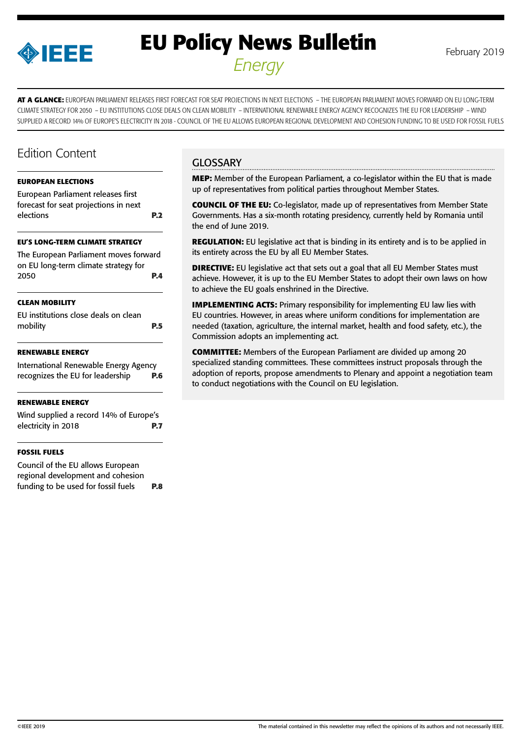# EU Policy News Bulletin

*Energy*

February 2019

**AT A GLANCE:** EUROPEAN PARLIAMENT RELEASES FIRST FORECAST FOR SEAT PROJECTIONS IN NEXT ELECTIONS – THE EUROPEAN PARLIAMENT MOVES FORWARD ON EU LONG-TERM CLIMATE STRATEGY FOR 2050 – EU INSTITUTIONS CLOSE DEALS ON CLEAN MOBILITY – INTERNATIONAL RENEWABLE ENERGY AGENCY RECOGNIZES THE EU FOR LEADERSHIP – WIND SUPPLIED A RECORD 14% OF EUROPE'S ELECTRICITY IN 2018 - COUNCIL OF THE EU ALLOWS EUROPEAN REGIONAL DEVELOPMENT AND COHESION FUNDING TO BE USED FOR FOSSIL FUELS

## Edition Content

**EUROPEAN ELECTIONS**

European Parliament releases first forecast for seat projections in next elections **P.2**

**EU'S LONG-TERM CLIMATE STRATEGY**

The European Parliament moves forward on EU long-term climate strategy for 2050 **P.4**

**CLEAN MOBILITY**

EU institutions close deals on clean mobility **P.5**

**RENEWABLE ENERGY**

International Renewable Energy Agency recognizes the EU for leadership **P.6**

**RENEWABLE ENERGY**

Wind supplied a record 14% of Europe's electricity in 2018 **P.7**

**FOSSIL FUELS**

Council of the EU allows European regional development and cohesion funding to be used for fossil fuels **P.8**

## GLOSSARY

**MEP:** Member of the European Parliament, a co-legislator within the EU that is made up of representatives from political parties throughout Member States.

**COUNCIL OF THE EU:** Co-legislator, made up of representatives from Member State Governments. Has a six-month rotating presidency, currently held by Romania until the end of June 2019.

**REGULATION:** EU legislative act that is binding in its entirety and is to be applied in its entirety across the EU by all EU Member States.

**DIRECTIVE:** EU legislative act that sets out a goal that all EU Member States must achieve. However, it is up to the EU Member States to adopt their own laws on how to achieve the EU goals enshrined in the Directive.

**IMPLEMENTING ACTS:** Primary responsibility for implementing EU law lies with EU countries. However, in areas where uniform conditions for implementation are needed (taxation, agriculture, the internal market, health and food safety, etc.), the Commission adopts an implementing act.

**COMMITTEE:** Members of the European Parliament are divided up among 20 specialized standing committees. These committees instruct proposals through the adoption of reports, propose amendments to Plenary and appoint a negotiation team to conduct negotiations with the Council on EU legislation.

©IEEE 2019

The material contained in this newsletter may reflect the opinions of its authors and not necessarily IEEE.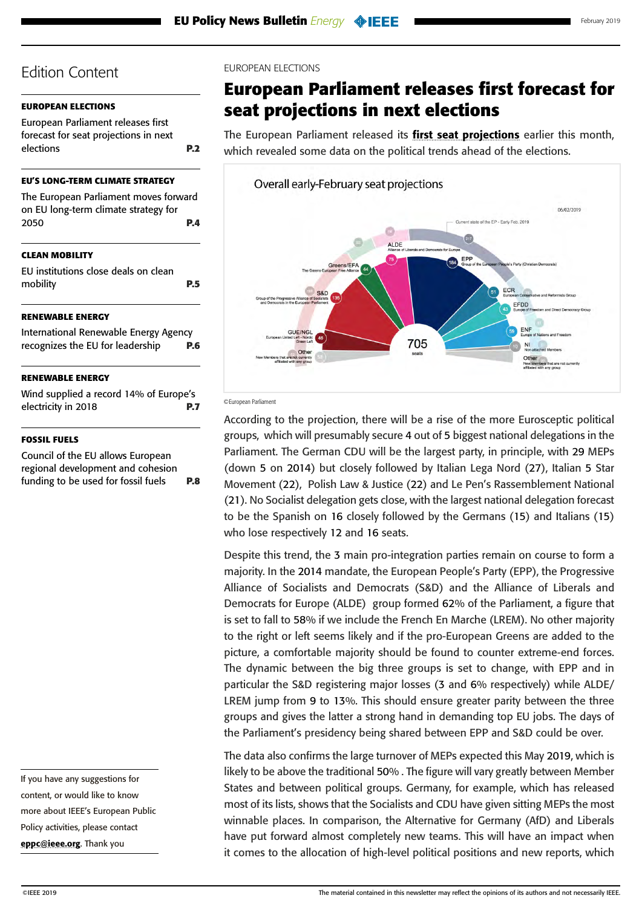## Edition Content

**EUROPEAN ELECTIONS**

European Parliament releases first forecast for seat projections in next elections **P.2**

**EU'S LONG-TERM CLIMATE STRATEGY**

The European Parliament moves forward on EU long-term climate strategy for 2050 **P.4**

**CLEAN MOBILITY**

EU institutions close deals on clean mobility **P.5**

**RENEWABLE ENERGY**

International Renewable Energy Agency recognizes the EU for leadership **P.6**

**RENEWABLE ENERGY**

Wind supplied a record 14% of Europe's electricity in 2018 **P.7**

**FOSSIL FUELS**

Council of the EU allows European regional development and cohesion funding to be used for fossil fuels **P.8**

If you have any suggestions for content, or would like to know more about IEEE's European Public Policy activities, please contact **eppc@ieee.org**. Thank you

EUROPEAN ELECTIONS

# European Parliament releases first forecast for seat projections in next elections

The European Parliament released its **first seat projections** earlier this month, which revealed some data on the political trends ahead of the elections.

Overall early-February seat projections

06/02/2019

Current state of the EP - Early Feb. 2019

705 seats

- EPP – Group of the European People's Party (Christian Democrats): 184 (217)
- S&D – Group of the Progressive Alliance of Socialists and Democrats in the European Parliament: 135 (186)
- ALDE – Alliance of Liberals and Democrats for Europe: 75 (68)
- Greens/EFA – The Greens-European Free Alliance: 44 (52)
- GUE/NGL – European United Left - Nordic Green Left: 46 (52)
- ECR – European Conservative and Reformists Group: 51 (75)
- EFDD – Europe of Freedom and Direct Democracy Group: 43 (41)
- ENF – Europe of Nations and Freedom: 59 (37)
- NI – Non-attached Members: 10 (21)
- Other – New Members that are not currently affiliated with any group: 62

©European Parliament

According to the projection, there will be a rise of the more Eurosceptic political groups, which will presumably secure 4 out of 5 biggest national delegations in the Parliament. The German CDU will be the largest party, in principle, with 29 MEPs (down 5 on 2014) but closely followed by Italian Lega Nord (27), Italian 5 Star Movement (22), Polish Law & Justice (22) and Le Pen's Rassemblement National (21). No Socialist delegation gets close, with the largest national delegation forecast to be the Spanish on 16 closely followed by the Germans (15) and Italians (15) who lose respectively 12 and 16 seats.

Despite this trend, the 3 main pro-integration parties remain on course to form a majority. In the 2014 mandate, the European People's Party (EPP), the Progressive Alliance of Socialists and Democrats (S&D) and the Alliance of Liberals and Democrats for Europe (ALDE) group formed 62% of the Parliament, a figure that is set to fall to 58% if we include the French En Marche (LREM). No other majority to the right or left seems likely and if the pro-European Greens are added to the picture, a comfortable majority should be found to counter extreme-end forces. The dynamic between the big three groups is set to change, with EPP and in particular the S&D registering major losses (3 and 6% respectively) while ALDE/LREM jump from 9 to 13%. This should ensure greater parity between the three groups and gives the latter a strong hand in demanding top EU jobs. The days of the Parliament's presidency being shared between EPP and S&D could be over.

The data also confirms the large turnover of MEPs expected this May 2019, which is likely to be above the traditional 50% . The figure will vary greatly between Member States and between political groups. Germany, for example, which has released most of its lists, shows that the Socialists and CDU have given sitting MEPs the most winnable places. In comparison, the Alternative for Germany (AfD) and Liberals have put forward almost completely new teams. This will have an impact when it comes to the allocation of high-level political positions and new reports, which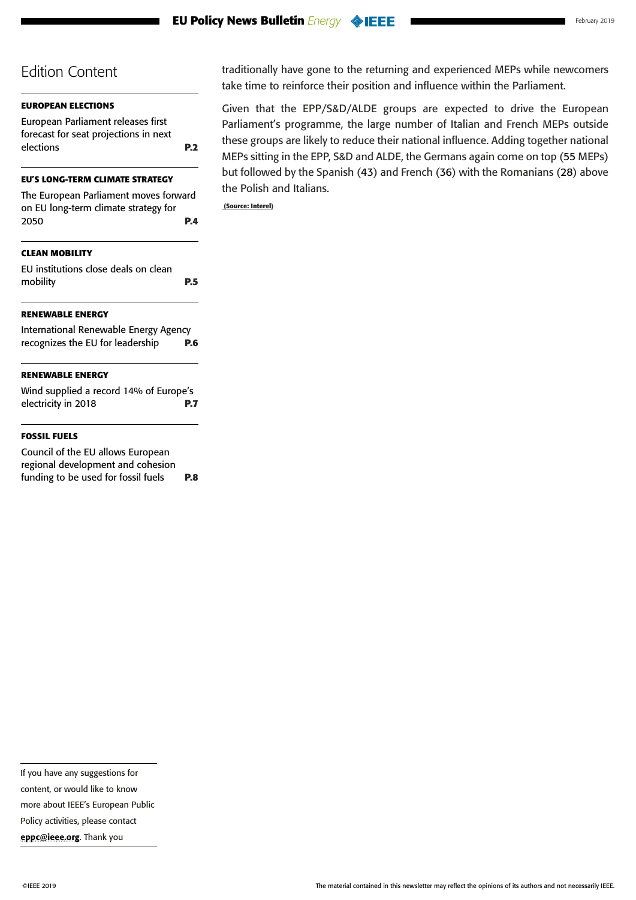## Edition Content

**EUROPEAN ELECTIONS**

European Parliament releases first forecast for seat projections in next elections **P.2**

**EU'S LONG-TERM CLIMATE STRATEGY**

The European Parliament moves forward on EU long-term climate strategy for 2050 **P.4**

**CLEAN MOBILITY**

EU institutions close deals on clean mobility **P.5**

**RENEWABLE ENERGY**

International Renewable Energy Agency recognizes the EU for leadership **P.6**

**RENEWABLE ENERGY**

Wind supplied a record 14% of Europe's electricity in 2018 **P.7**

**FOSSIL FUELS**

Council of the EU allows European regional development and cohesion funding to be used for fossil fuels **P.8**

If you have any suggestions for content, or would like to know more about IEEE's European Public Policy activities, please contact **eppc@ieee.org**. Thank you

traditionally have gone to the returning and experienced MEPs while newcomers take time to reinforce their position and influence within the Parliament.

Given that the EPP/S&D/ALDE groups are expected to drive the European Parliament's programme, the large number of Italian and French MEPs outside these groups are likely to reduce their national influence. Adding together national MEPs sitting in the EPP, S&D and ALDE, the Germans again come on top (55 MEPs) but followed by the Spanish (43) and French (36) with the Romanians (28) above the Polish and Italians.

**(Source: Interel)**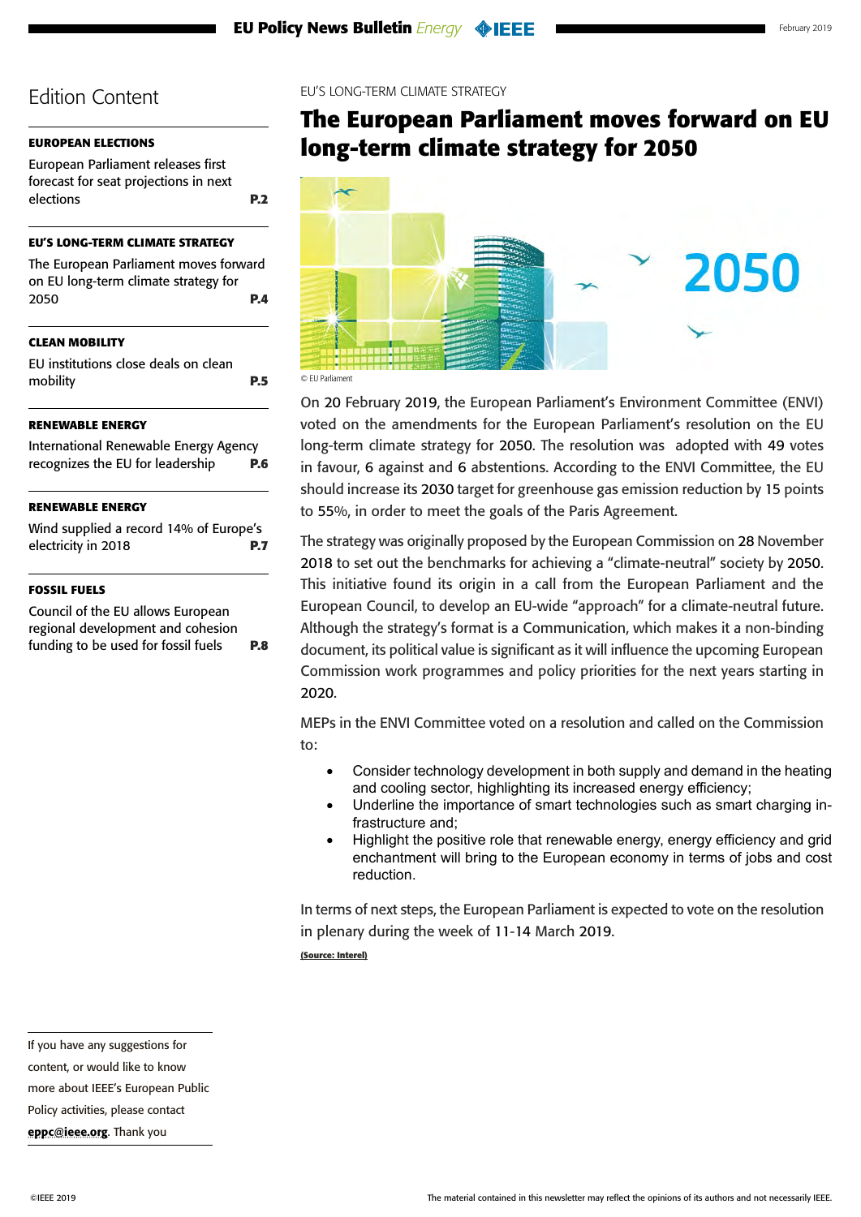# Edition Content

**EUROPEAN ELECTIONS**

European Parliament releases first forecast for seat projections in next elections **P.2**

**EU'S LONG-TERM CLIMATE STRATEGY**

The European Parliament moves forward on EU long-term climate strategy for 2050 **P.4**

**CLEAN MOBILITY**

EU institutions close deals on clean mobility **P.5**

**RENEWABLE ENERGY**

International Renewable Energy Agency recognizes the EU for leadership **P.6**

**RENEWABLE ENERGY**

Wind supplied a record 14% of Europe's electricity in 2018 **P.7**

**FOSSIL FUELS**

Council of the EU allows European regional development and cohesion funding to be used for fossil fuels **P.8**

If you have any suggestions for content, or would like to know more about IEEE's European Public Policy activities, please contact **eppc@ieee.org**. Thank you

EU'S LONG-TERM CLIMATE STRATEGY

## The European Parliament moves forward on EU long-term climate strategy for 2050

© EU Parliament

On 20 February 2019, the European Parliament's Environment Committee (ENVI) voted on the amendments for the European Parliament's resolution on the EU long-term climate strategy for 2050. The resolution was adopted with 49 votes in favour, 6 against and 6 abstentions. According to the ENVI Committee, the EU should increase its 2030 target for greenhouse gas emission reduction by 15 points to 55%, in order to meet the goals of the Paris Agreement.

The strategy was originally proposed by the European Commission on 28 November 2018 to set out the benchmarks for achieving a "climate-neutral" society by 2050. This initiative found its origin in a call from the European Parliament and the European Council, to develop an EU-wide "approach" for a climate-neutral future. Although the strategy's format is a Communication, which makes it a non-binding document, its political value is significant as it will influence the upcoming European Commission work programmes and policy priorities for the next years starting in 2020.

MEPs in the ENVI Committee voted on a resolution and called on the Commission to:

- Consider technology development in both supply and demand in the heating and cooling sector, highlighting its increased energy efficiency;
- Underline the importance of smart technologies such as smart charging infrastructure and;
- Highlight the positive role that renewable energy, energy efficiency and grid enchantment will bring to the European economy in terms of jobs and cost reduction.

In terms of next steps, the European Parliament is expected to vote on the resolution in plenary during the week of 11-14 March 2019.

**(Source: Interel)**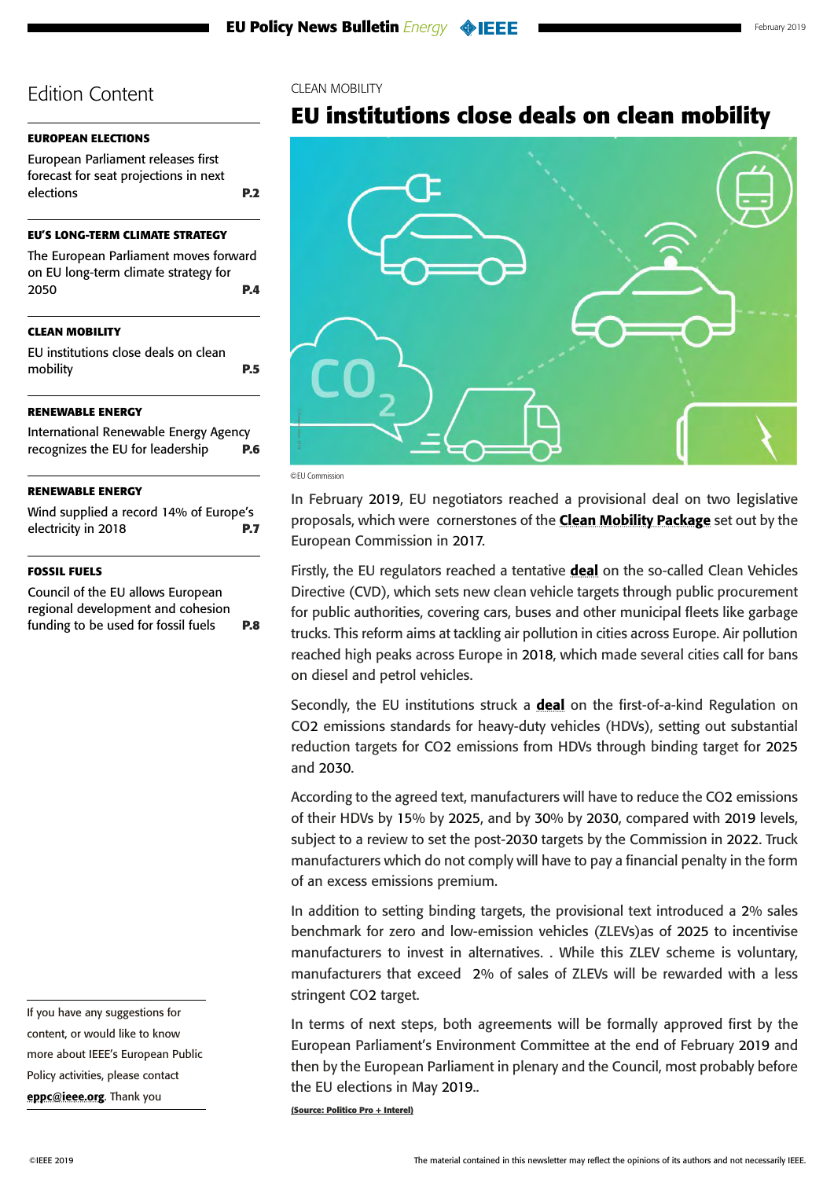## Edition Content

**EUROPEAN ELECTIONS**

European Parliament releases first forecast for seat projections in next elections **P.2**

**EU'S LONG-TERM CLIMATE STRATEGY**

The European Parliament moves forward on EU long-term climate strategy for 2050 **P.4**

**CLEAN MOBILITY**

EU institutions close deals on clean mobility **P.5**

**RENEWABLE ENERGY**

International Renewable Energy Agency recognizes the EU for leadership **P.6**

**RENEWABLE ENERGY**

Wind supplied a record 14% of Europe's electricity in 2018 **P.7**

**FOSSIL FUELS**

Council of the EU allows European regional development and cohesion funding to be used for fossil fuels **P.8**

If you have any suggestions for content, or would like to know more about IEEE's European Public Policy activities, please contact **eppc@ieee.org**. Thank you

CLEAN MOBILITY

# EU institutions close deals on clean mobility

©EU Commission

In February 2019, EU negotiators reached a provisional deal on two legislative proposals, which were cornerstones of the **Clean Mobility Package** set out by the European Commission in 2017.

Firstly, the EU regulators reached a tentative **deal** on the so-called Clean Vehicles Directive (CVD), which sets new clean vehicle targets through public procurement for public authorities, covering cars, buses and other municipal fleets like garbage trucks. This reform aims at tackling air pollution in cities across Europe. Air pollution reached high peaks across Europe in 2018, which made several cities call for bans on diesel and petrol vehicles.

Secondly, the EU institutions struck a **deal** on the first-of-a-kind Regulation on CO2 emissions standards for heavy-duty vehicles (HDVs), setting out substantial reduction targets for CO2 emissions from HDVs through binding target for 2025 and 2030.

According to the agreed text, manufacturers will have to reduce the CO2 emissions of their HDVs by 15% by 2025, and by 30% by 2030, compared with 2019 levels, subject to a review to set the post-2030 targets by the Commission in 2022. Truck manufacturers which do not comply will have to pay a financial penalty in the form of an excess emissions premium.

In addition to setting binding targets, the provisional text introduced a 2% sales benchmark for zero and low-emission vehicles (ZLEVs)as of 2025 to incentivise manufacturers to invest in alternatives. . While this ZLEV scheme is voluntary, manufacturers that exceed 2% of sales of ZLEVs will be rewarded with a less stringent CO2 target.

In terms of next steps, both agreements will be formally approved first by the European Parliament's Environment Committee at the end of February 2019 and then by the European Parliament in plenary and the Council, most probably before the EU elections in May 2019..

**(Source: Politico Pro + Interel)**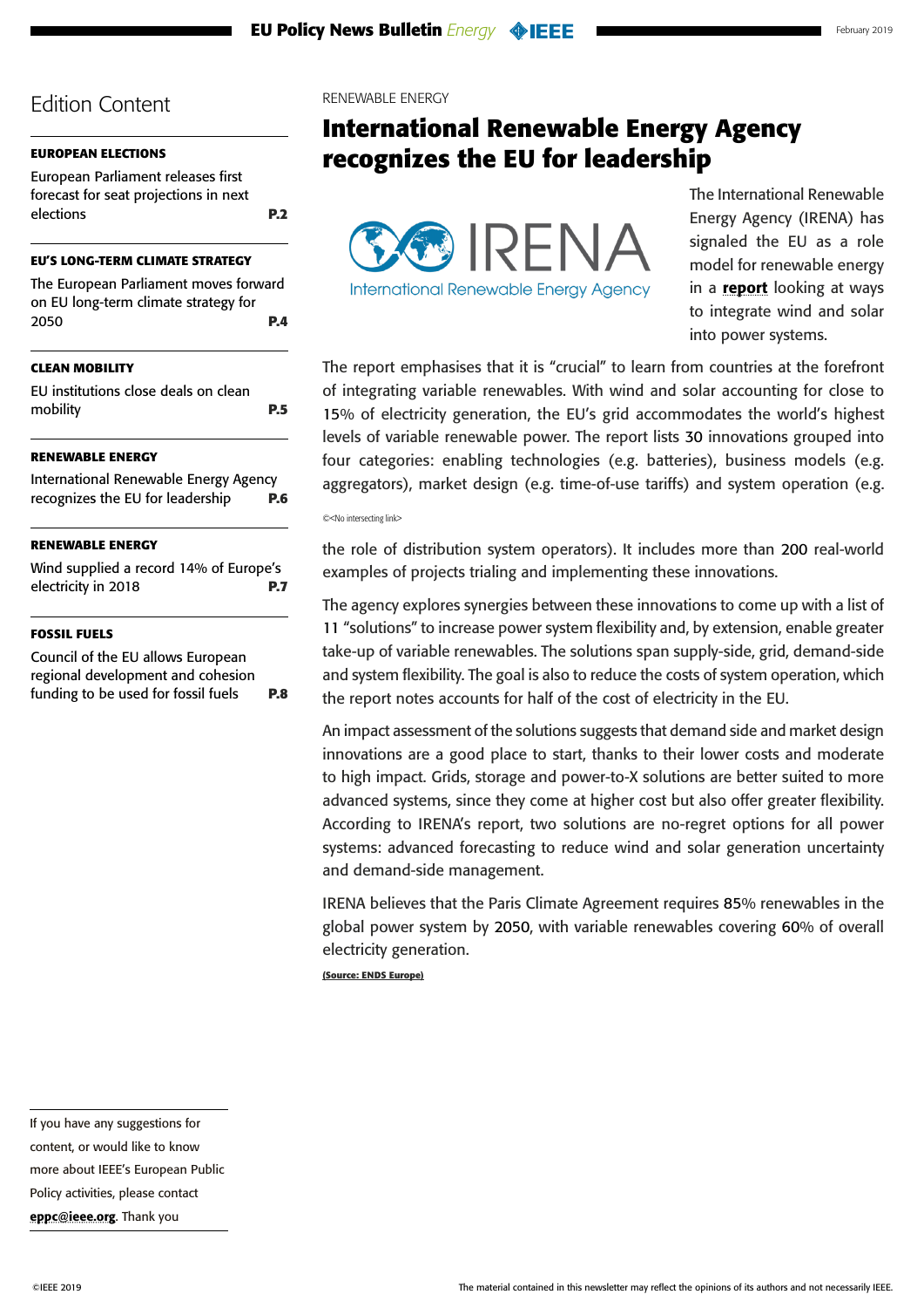## Edition Content

**EUROPEAN ELECTIONS**

European Parliament releases first forecast for seat projections in next elections **P.2**

**EU'S LONG-TERM CLIMATE STRATEGY**

The European Parliament moves forward on EU long-term climate strategy for 2050 **P.4**

**CLEAN MOBILITY**

EU institutions close deals on clean mobility **P.5**

**RENEWABLE ENERGY**

International Renewable Energy Agency recognizes the EU for leadership **P.6**

**RENEWABLE ENERGY**

Wind supplied a record 14% of Europe's electricity in 2018 **P.7**

**FOSSIL FUELS**

Council of the EU allows European regional development and cohesion funding to be used for fossil fuels **P.8**

If you have any suggestions for content, or would like to know more about IEEE's European Public Policy activities, please contact **eppc@ieee.org**. Thank you

RENEWABLE ENERGY

# International Renewable Energy Agency recognizes the EU for leadership

The International Renewable Energy Agency (IRENA) has signaled the EU as a role model for renewable energy in a **report** looking at ways to integrate wind and solar into power systems.

The report emphasises that it is "crucial" to learn from countries at the forefront of integrating variable renewables. With wind and solar accounting for close to 15% of electricity generation, the EU's grid accommodates the world's highest levels of variable renewable power. The report lists 30 innovations grouped into four categories: enabling technologies (e.g. batteries), business models (e.g. aggregators), market design (e.g. time-of-use tariffs) and system operation (e.g. the role of distribution system operators). It includes more than 200 real-world examples of projects trialing and implementing these innovations.

The agency explores synergies between these innovations to come up with a list of 11 "solutions" to increase power system flexibility and, by extension, enable greater take-up of variable renewables. The solutions span supply-side, grid, demand-side and system flexibility. The goal is also to reduce the costs of system operation, which the report notes accounts for half of the cost of electricity in the EU.

An impact assessment of the solutions suggests that demand side and market design innovations are a good place to start, thanks to their lower costs and moderate to high impact. Grids, storage and power-to-X solutions are better suited to more advanced systems, since they come at higher cost but also offer greater flexibility. According to IRENA's report, two solutions are no-regret options for all power systems: advanced forecasting to reduce wind and solar generation uncertainty and demand-side management.

IRENA believes that the Paris Climate Agreement requires 85% renewables in the global power system by 2050, with variable renewables covering 60% of overall electricity generation.

**(Source: ENDS Europe)**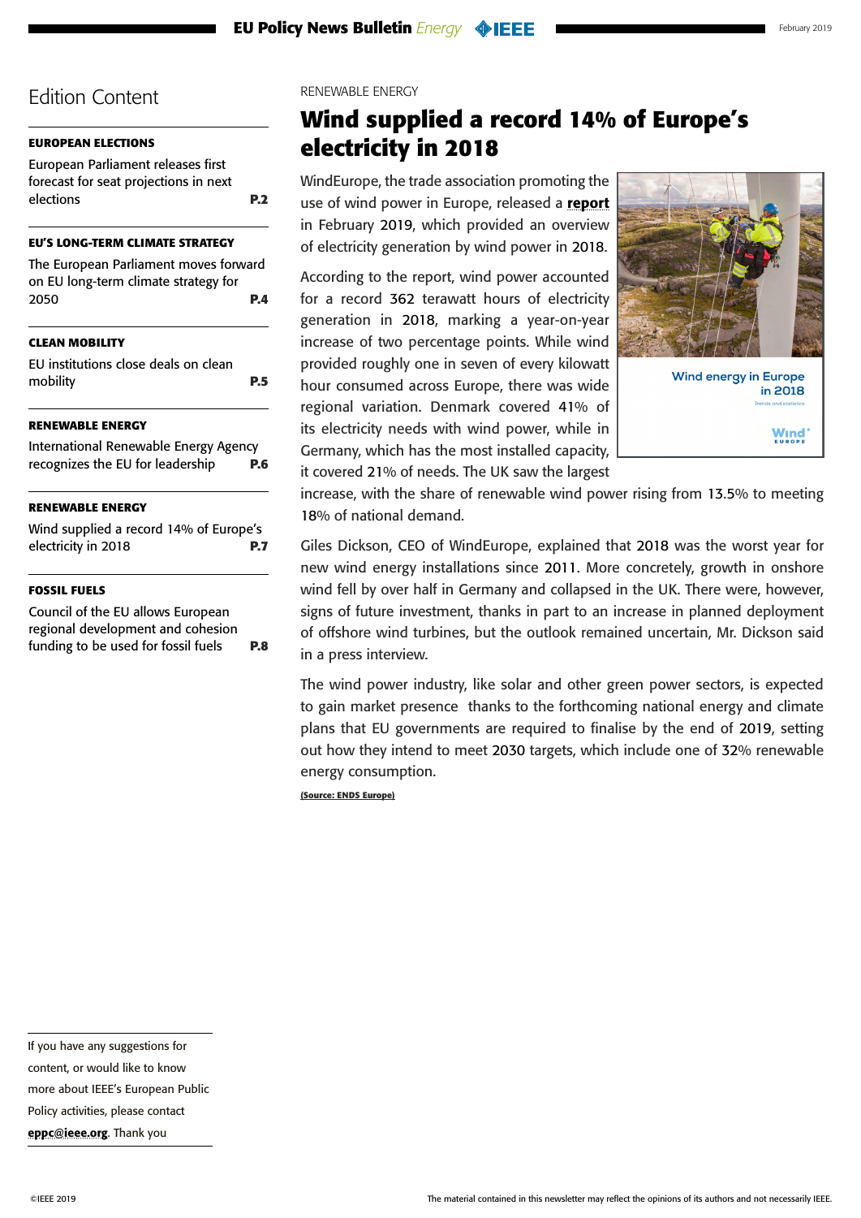# Edition Content

**EUROPEAN ELECTIONS**

European Parliament releases first forecast for seat projections in next elections **P.2**

**EU'S LONG-TERM CLIMATE STRATEGY**

The European Parliament moves forward on EU long-term climate strategy for 2050 **P.4**

**CLEAN MOBILITY**

EU institutions close deals on clean mobility **P.5**

**RENEWABLE ENERGY**

International Renewable Energy Agency recognizes the EU for leadership **P.6**

**RENEWABLE ENERGY**

Wind supplied a record 14% of Europe's electricity in 2018 **P.7**

**FOSSIL FUELS**

Council of the EU allows European regional development and cohesion funding to be used for fossil fuels **P.8**

If you have any suggestions for content, or would like to know more about IEEE's European Public Policy activities, please contact **eppc@ieee.org**. Thank you

RENEWABLE ENERGY

## Wind supplied a record 14% of Europe's electricity in 2018

WindEurope, the trade association promoting the use of wind power in Europe, released a **report** in February 2019, which provided an overview of electricity generation by wind power in 2018.

According to the report, wind power accounted for a record 362 terawatt hours of electricity generation in 2018, marking a year-on-year increase of two percentage points. While wind provided roughly one in seven of every kilowatt hour consumed across Europe, there was wide regional variation. Denmark covered 41% of its electricity needs with wind power, while in Germany, which has the most installed capacity, it covered 21% of needs. The UK saw the largest increase, with the share of renewable wind power rising from 13.5% to meeting 18% of national demand.

Giles Dickson, CEO of WindEurope, explained that 2018 was the worst year for new wind energy installations since 2011. More concretely, growth in onshore wind fell by over half in Germany and collapsed in the UK. There were, however, signs of future investment, thanks in part to an increase in planned deployment of offshore wind turbines, but the outlook remained uncertain, Mr. Dickson said in a press interview.

The wind power industry, like solar and other green power sectors, is expected to gain market presence thanks to the forthcoming national energy and climate plans that EU governments are required to finalise by the end of 2019, setting out how they intend to meet 2030 targets, which include one of 32% renewable energy consumption.

**(Source: ENDS Europe)**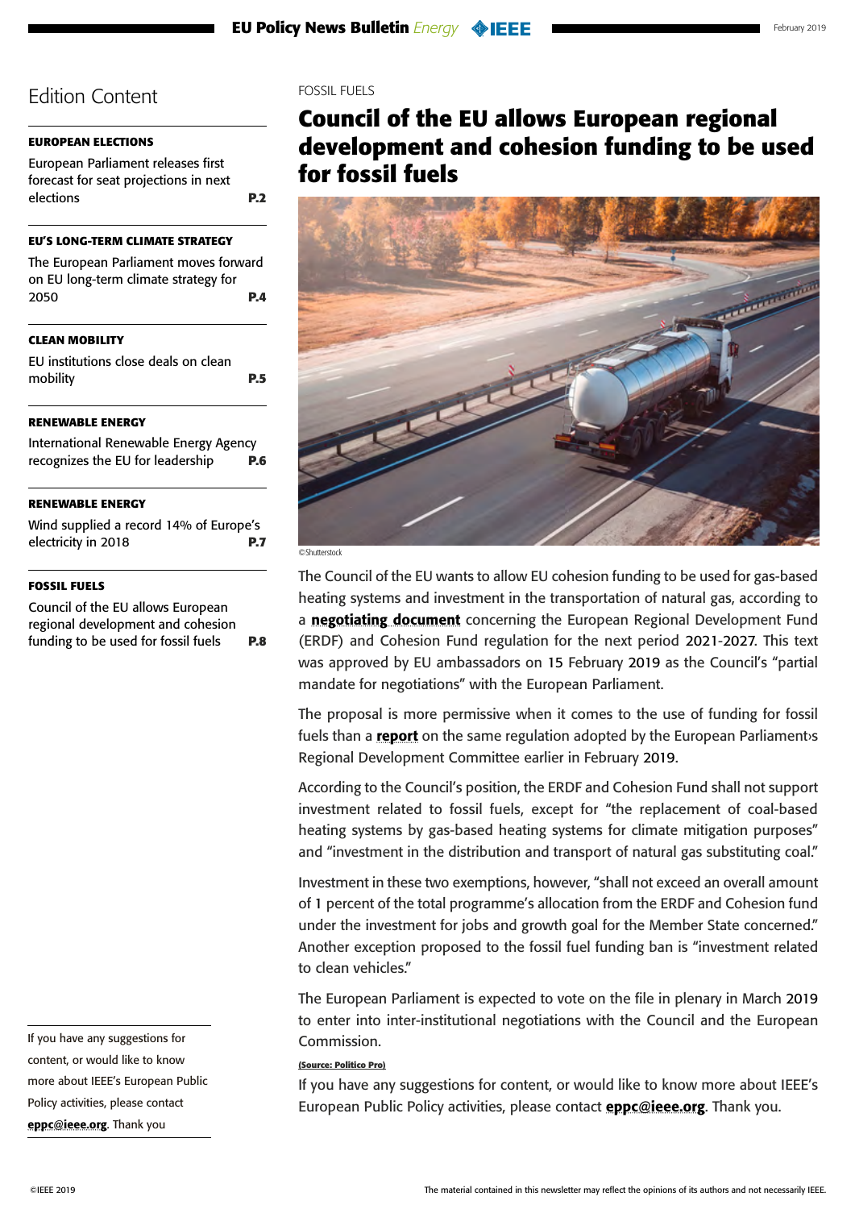## Edition Content

**EUROPEAN ELECTIONS**

European Parliament releases first forecast for seat projections in next elections **P.2**

**EU'S LONG-TERM CLIMATE STRATEGY**

The European Parliament moves forward on EU long-term climate strategy for 2050 **P.4**

**CLEAN MOBILITY**

EU institutions close deals on clean mobility **P.5**

**RENEWABLE ENERGY**

International Renewable Energy Agency recognizes the EU for leadership **P.6**

**RENEWABLE ENERGY**

Wind supplied a record 14% of Europe's electricity in 2018 **P.7**

**FOSSIL FUELS**

Council of the EU allows European regional development and cohesion funding to be used for fossil fuels **P.8**

If you have any suggestions for content, or would like to know more about IEEE's European Public Policy activities, please contact **eppc@ieee.org**. Thank you

FOSSIL FUELS

# Council of the EU allows European regional development and cohesion funding to be used for fossil fuels

©Shutterstock

The Council of the EU wants to allow EU cohesion funding to be used for gas-based heating systems and investment in the transportation of natural gas, according to a **negotiating document** concerning the European Regional Development Fund (ERDF) and Cohesion Fund regulation for the next period 2021-2027. This text was approved by EU ambassadors on 15 February 2019 as the Council's "partial mandate for negotiations" with the European Parliament.

The proposal is more permissive when it comes to the use of funding for fossil fuels than a **report** on the same regulation adopted by the European Parliament›s Regional Development Committee earlier in February 2019.

According to the Council's position, the ERDF and Cohesion Fund shall not support investment related to fossil fuels, except for "the replacement of coal-based heating systems by gas-based heating systems for climate mitigation purposes" and "investment in the distribution and transport of natural gas substituting coal."

Investment in these two exemptions, however, "shall not exceed an overall amount of 1 percent of the total programme's allocation from the ERDF and Cohesion fund under the investment for jobs and growth goal for the Member State concerned." Another exception proposed to the fossil fuel funding ban is "investment related to clean vehicles."

The European Parliament is expected to vote on the file in plenary in March 2019 to enter into inter-institutional negotiations with the Council and the European Commission.

**(Source: Politico Pro)**

If you have any suggestions for content, or would like to know more about IEEE's European Public Policy activities, please contact **eppc@ieee.org**. Thank you.